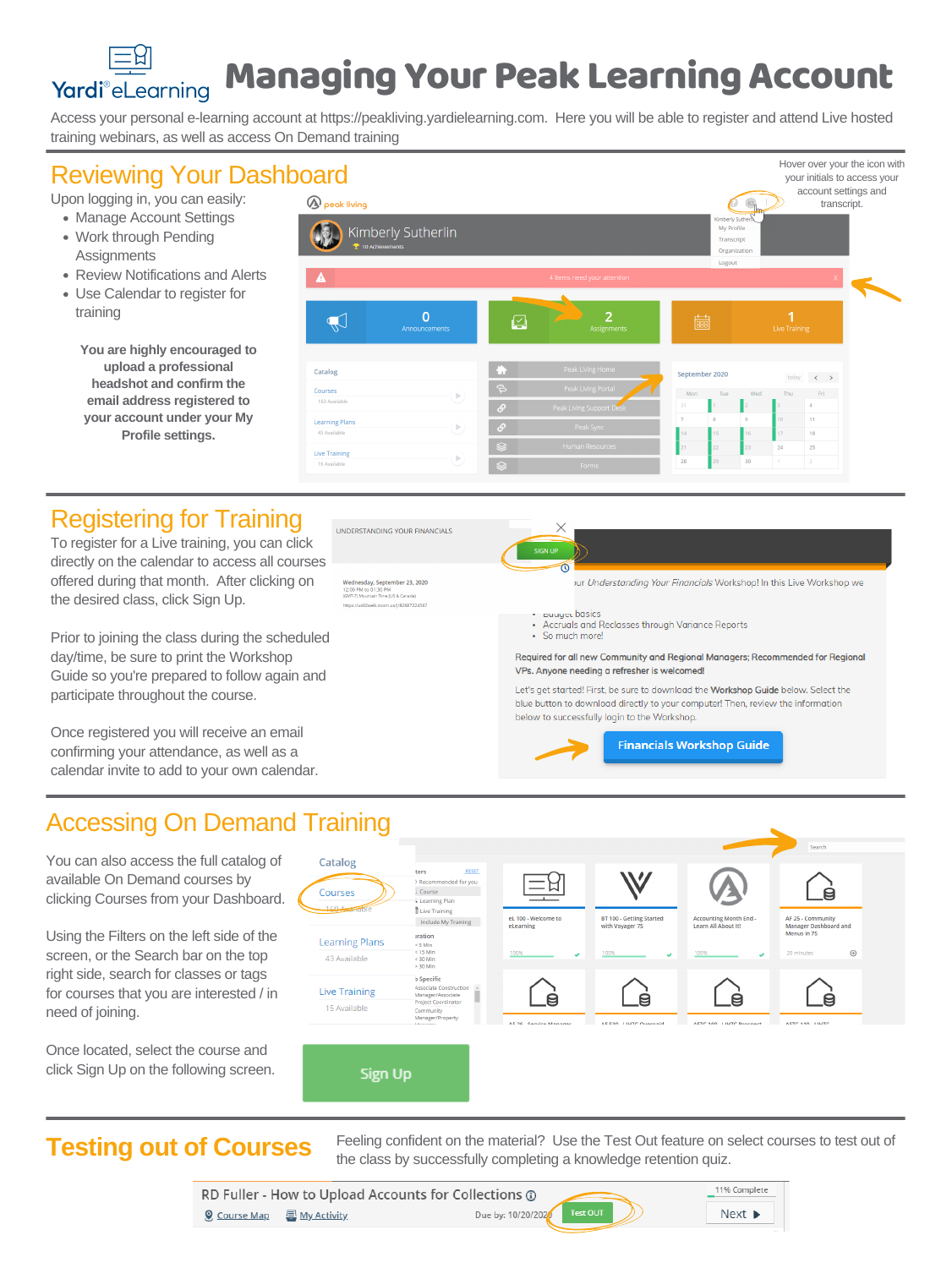# Managing Your Peak Learning Account

Access your personal e-learning account at https://peakliving.yardielearning.com. Here you will be able to register and attend Live hosted training webinars, as well as access On Demand training

## Reviewing Your Dashboard

Upon logging in, you can easily:

- Manage Account Settings
- Work through Pending Assignments
- Review Notifications and Alerts
- Use Calendar to register for training

**You are highly encouraged to upload a professional headshot and confirm the email address registered to your account under your My Profile settings.**

Hover over your the icon with your initials to access your account settings and transcript.

## Registering for Training

To register for a Live training, you can click directly on the calendar to access all courses offered during that month. After clicking on the desired class, click Sign Up.

Prior to joining the class during the scheduled day/time, be sure to print the Workshop Guide so you're prepared to follow again and participate throughout the course.

Once registered you will receive an email confirming your attendance, as well as a calendar invite to add to your own calendar.

## Accessing On Demand Training

You can also access the full catalog of available On Demand courses by clicking Courses from your Dashboard.

Using the Filters on the left side of the screen, or the Search bar on the top right side, search for courses that you are interested / in need of joining.

Once located, select the course and click Sign Up on the following screen.

## Testing out of Courses

Feeling confident on the material? Use the Test Out feature on select courses to test out of the class by successfully completing a knowledge retention quiz.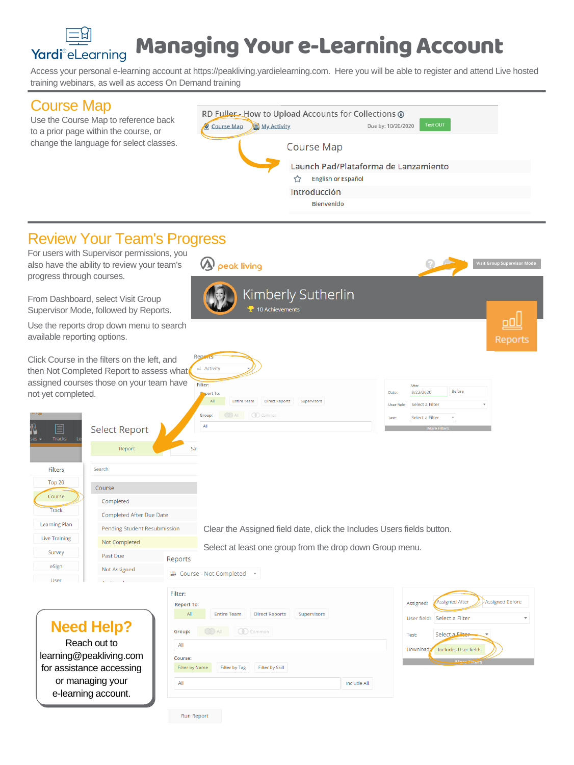# Managing Your e-Learning Account

Yardi® eLearning

Access your personal e-learning account at https://peakliving.yardielearning.com. Here you will be able to register and attend Live hosted training webinars, as well as access On Demand training

## Course Map

Use the Course Map to reference back to a prior page within the course, or change the language for select classes.

RD Fuller - How to Upload Accounts for Collections

Course Map | My Activity | Due by: 10/20/2020 | Test OUT

Course Map

Launch Pad/Plataforma de Lanzamiento

English or Español

Introducción

Bienvenido

## Review Your Team's Progress

For users with Supervisor permissions, you also have the ability to review your team's progress through courses.

From Dashboard, select Visit Group Supervisor Mode, followed by Reports.

Use the reports drop down menu to search available reporting options.

Click Course in the filters on the left, and then Not Completed Report to assess what assigned courses those on your team have not yet completed.

peak living

Visit Group Supervisor Mode

Kimberly Sutherlin

10 Achievements

Reports

Reports

Activity

Filter:

Report To: All | Entire Team | Direct Reports | Supervisors

Group: All | Common

All

Date: After 8/22/2020 | Before

User field: Select a Filter

Test: Select a Filter

More Filters

Tracks

Filters

Top 20

Course

Track

Learning Plan

Live Training

Survey

eSign

User

Select Report

Report

Search

Course

Completed

Completed After Due Date

Pending Student Resubmission

Not Completed

Past Due

Not Assigned

Clear the Assigned field date, click the Includes Users fields button.

Select at least one group from the drop down Group menu.

Reports

Course - Not Completed

Filter:

Report To: All | Entire Team | Direct Reports | Supervisors

Group: All | Common

All

Course: Filter by Name | Filter by Tag | Filter by Skill

All | Include All

Assigned: Assigned After | Assigned Before

User field: Select a Filter

Test: Select a Filter

Download: Includes User fields

More Filters

Run Report

### Need Help?

Reach out to learning@peakliving.com for assistance accessing or managing your e-learning account.